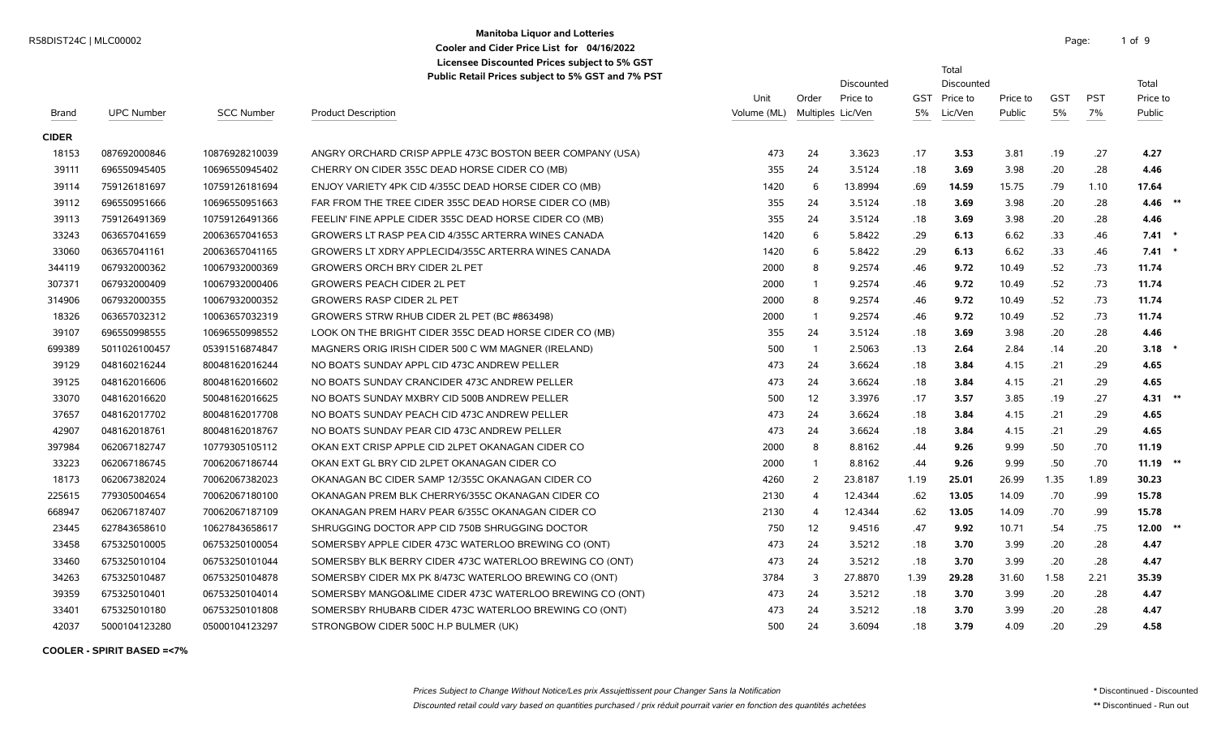**Manitoba Liquor and Lotteries**
**Cooler and Cider Price List for 04/16/2022**
**Licensee Discounted Prices subject to 5% GST**
**Public Retail Prices subject to 5% GST and 7% PST**

| Brand | UPC Number | SCC Number | Product Description | Unit Volume (ML) | Order Multiples | Discounted Price to Lic/Ven | GST 5% | Total Discounted Price to Lic/Ven | Price to Public | GST 5% | PST 7% | Total Price to Public | |
|---|---|---|---|---|---|---|---|---|---|---|---|---|---|
| **CIDER** | | | | | | | | | | | | | |
| 18153 | 087692000846 | 10876928210039 | ANGRY ORCHARD CRISP APPLE 473C BOSTON BEER COMPANY (USA) | 473 | 24 | 3.3623 | .17 | **3.53** | 3.81 | .19 | .27 | **4.27** | |
| 39111 | 696550945405 | 10696550945402 | CHERRY ON CIDER 355C DEAD HORSE CIDER CO (MB) | 355 | 24 | 3.5124 | .18 | **3.69** | 3.98 | .20 | .28 | **4.46** | |
| 39114 | 759126181697 | 10759126181694 | ENJOY VARIETY 4PK CID 4/355C DEAD HORSE CIDER CO (MB) | 1420 | 6 | 13.8994 | .69 | **14.59** | 15.75 | .79 | 1.10 | **17.64** | |
| 39112 | 696550951666 | 10696550951663 | FAR FROM THE TREE CIDER 355C DEAD HORSE CIDER CO (MB) | 355 | 24 | 3.5124 | .18 | **3.69** | 3.98 | .20 | .28 | **4.46** | ** |
| 39113 | 759126491369 | 10759126491366 | FEELIN' FINE APPLE CIDER 355C DEAD HORSE CIDER CO (MB) | 355 | 24 | 3.5124 | .18 | **3.69** | 3.98 | .20 | .28 | **4.46** | |
| 33243 | 063657041659 | 20063657041653 | GROWERS LT RASP PEA CID 4/355C ARTERRA WINES CANADA | 1420 | 6 | 5.8422 | .29 | **6.13** | 6.62 | .33 | .46 | **7.41** | * |
| 33060 | 063657041161 | 20063657041165 | GROWERS LT XDRY APPLECID4/355C ARTERRA WINES CANADA | 1420 | 6 | 5.8422 | .29 | **6.13** | 6.62 | .33 | .46 | **7.41** | * |
| 344119 | 067932000362 | 10067932000369 | GROWERS ORCH BRY CIDER 2L PET | 2000 | 8 | 9.2574 | .46 | **9.72** | 10.49 | .52 | .73 | **11.74** | |
| 307371 | 067932000409 | 10067932000406 | GROWERS PEACH CIDER 2L PET | 2000 | 1 | 9.2574 | .46 | **9.72** | 10.49 | .52 | .73 | **11.74** | |
| 314906 | 067932000355 | 10067932000352 | GROWERS RASP CIDER 2L PET | 2000 | 8 | 9.2574 | .46 | **9.72** | 10.49 | .52 | .73 | **11.74** | |
| 18326 | 063657032312 | 10063657032319 | GROWERS STRW RHUB CIDER 2L PET (BC #863498) | 2000 | 1 | 9.2574 | .46 | **9.72** | 10.49 | .52 | .73 | **11.74** | |
| 39107 | 696550998555 | 10696550998552 | LOOK ON THE BRIGHT CIDER 355C DEAD HORSE CIDER CO (MB) | 355 | 24 | 3.5124 | .18 | **3.69** | 3.98 | .20 | .28 | **4.46** | |
| 699389 | 5011026100457 | 05391516874847 | MAGNERS ORIG IRISH CIDER 500 C WM MAGNER (IRELAND) | 500 | 1 | 2.5063 | .13 | **2.64** | 2.84 | .14 | .20 | **3.18** | * |
| 39129 | 048162016244 | 80048162016244 | NO BOATS SUNDAY APPL CID 473C ANDREW PELLER | 473 | 24 | 3.6624 | .18 | **3.84** | 4.15 | .21 | .29 | **4.65** | |
| 39125 | 048162016606 | 80048162016602 | NO BOATS SUNDAY CRANCIDER 473C ANDREW PELLER | 473 | 24 | 3.6624 | .18 | **3.84** | 4.15 | .21 | .29 | **4.65** | |
| 33070 | 048162016620 | 50048162016625 | NO BOATS SUNDAY MXBRY CID 500B ANDREW PELLER | 500 | 12 | 3.3976 | .17 | **3.57** | 3.85 | .19 | .27 | **4.31** | ** |
| 37657 | 048162017702 | 80048162017708 | NO BOATS SUNDAY PEACH CID 473C ANDREW PELLER | 473 | 24 | 3.6624 | .18 | **3.84** | 4.15 | .21 | .29 | **4.65** | |
| 42907 | 048162018761 | 80048162018767 | NO BOATS SUNDAY PEAR CID 473C ANDREW PELLER | 473 | 24 | 3.6624 | .18 | **3.84** | 4.15 | .21 | .29 | **4.65** | |
| 397984 | 062067182747 | 10779305105112 | OKAN EXT CRISP APPLE CID 2LPET OKANAGAN CIDER CO | 2000 | 8 | 8.8162 | .44 | **9.26** | 9.99 | .50 | .70 | **11.19** | |
| 33223 | 062067186745 | 70062067186744 | OKAN EXT GL BRY CID 2LPET OKANAGAN CIDER CO | 2000 | 1 | 8.8162 | .44 | **9.26** | 9.99 | .50 | .70 | **11.19** | ** |
| 18173 | 062067382024 | 70062067382023 | OKANAGAN BC CIDER SAMP 12/355C OKANAGAN CIDER CO | 4260 | 2 | 23.8187 | 1.19 | **25.01** | 26.99 | 1.35 | 1.89 | **30.23** | |
| 225615 | 779305004654 | 70062067180100 | OKANAGAN PREM BLK CHERRY6/355C OKANAGAN CIDER CO | 2130 | 4 | 12.4344 | .62 | **13.05** | 14.09 | .70 | .99 | **15.78** | |
| 668947 | 062067187407 | 70062067187109 | OKANAGAN PREM HARV PEAR 6/355C OKANAGAN CIDER CO | 2130 | 4 | 12.4344 | .62 | **13.05** | 14.09 | .70 | .99 | **15.78** | |
| 23445 | 627843658610 | 10627843658617 | SHRUGGING DOCTOR APP CID 750B SHRUGGING DOCTOR | 750 | 12 | 9.4516 | .47 | **9.92** | 10.71 | .54 | .75 | **12.00** | ** |
| 33458 | 675325010005 | 06753250100054 | SOMERSBY APPLE CIDER 473C WATERLOO BREWING CO (ONT) | 473 | 24 | 3.5212 | .18 | **3.70** | 3.99 | .20 | .28 | **4.47** | |
| 33460 | 675325010104 | 06753250101044 | SOMERSBY BLK BERRY CIDER 473C WATERLOO BREWING CO (ONT) | 473 | 24 | 3.5212 | .18 | **3.70** | 3.99 | .20 | .28 | **4.47** | |
| 34263 | 675325010487 | 06753250104878 | SOMERSBY CIDER MX PK 8/473C WATERLOO BREWING CO (ONT) | 3784 | 3 | 27.8870 | 1.39 | **29.28** | 31.60 | 1.58 | 2.21 | **35.39** | |
| 39359 | 675325010401 | 06753250104014 | SOMERSBY MANGO&LIME CIDER 473C WATERLOO BREWING CO (ONT) | 473 | 24 | 3.5212 | .18 | **3.70** | 3.99 | .20 | .28 | **4.47** | |
| 33401 | 675325010180 | 06753250101808 | SOMERSBY RHUBARB CIDER 473C WATERLOO BREWING CO (ONT) | 473 | 24 | 3.5212 | .18 | **3.70** | 3.99 | .20 | .28 | **4.47** | |
| 42037 | 5000104123280 | 05000104123297 | STRONGBOW CIDER 500C H.P BULMER (UK) | 500 | 24 | 3.6094 | .18 | **3.79** | 4.09 | .20 | .29 | **4.58** | |

**COOLER - SPIRIT BASED =<7%**

*Prices Subject to Change Without Notice/Les prix Assujettissent pour Changer Sans la Notification*

*Discounted retail could vary based on quantities purchased / prix réduit pourrait varier en fonction des quantités achetées*

\* Discontinued - Discounted

\*\* Discontinued - Run out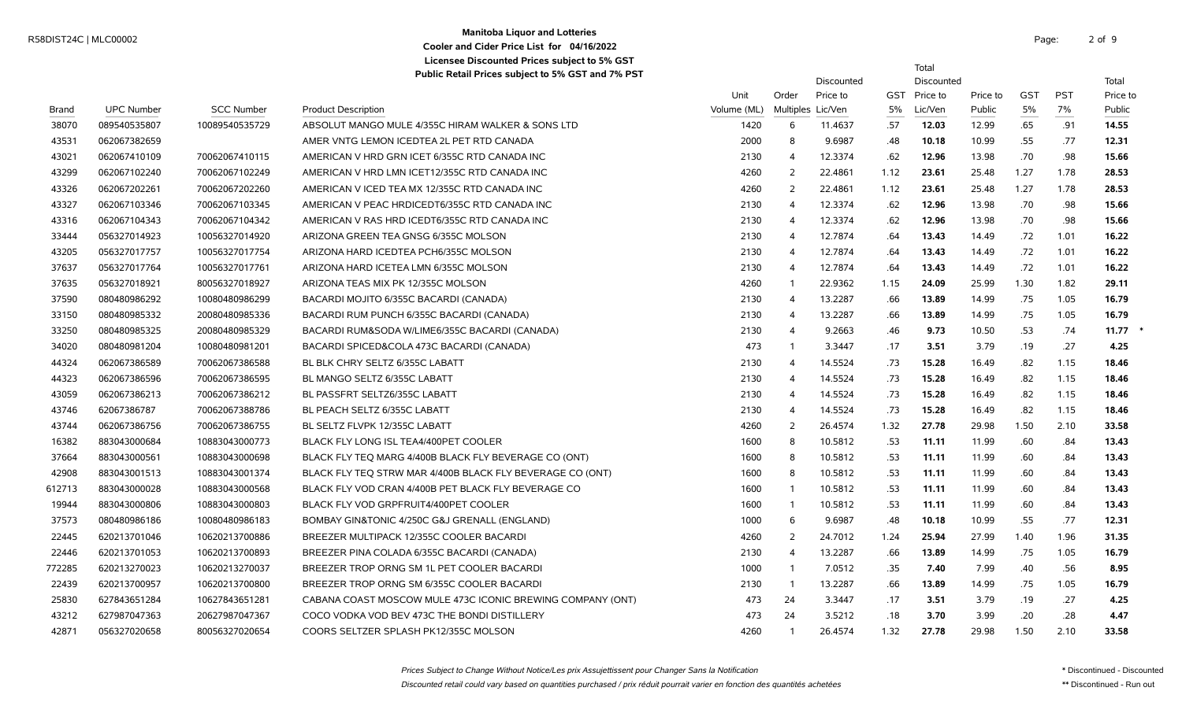# Manitoba Liquor and Lotteries

**Cooler and Cider Price List for 04/16/2022**

**Licensee Discounted Prices subject to 5% GST**

**Public Retail Prices subject to 5% GST and 7% PST**

| Brand | UPC Number | SCC Number | Product Description | Unit Volume (ML) | Order Multiples | Discounted Price to Lic/Ven | GST 5% | Total Discounted Price to Lic/Ven | Price to Public | GST 5% | PST 7% | Total Price to Public |
|---|---|---|---|---|---|---|---|---|---|---|---|---|
| 38070 | 089540535807 | 10089540535729 | ABSOLUT MANGO MULE 4/355C HIRAM WALKER & SONS LTD | 1420 | 6 | 11.4637 | .57 | **12.03** | 12.99 | .65 | .91 | **14.55** |
| 43531 | 062067382659 | | AMER VNTG LEMON ICEDTEA 2L PET RTD CANADA | 2000 | 8 | 9.6987 | .48 | **10.18** | 10.99 | .55 | .77 | **12.31** |
| 43021 | 062067410109 | 70062067410115 | AMERICAN V HRD GRN ICET 6/355C RTD CANADA INC | 2130 | 4 | 12.3374 | .62 | **12.96** | 13.98 | .70 | .98 | **15.66** |
| 43299 | 062067102240 | 70062067102249 | AMERICAN V HRD LMN ICET12/355C RTD CANADA INC | 4260 | 2 | 22.4861 | 1.12 | **23.61** | 25.48 | 1.27 | 1.78 | **28.53** |
| 43326 | 062067202261 | 70062067202260 | AMERICAN V ICED TEA MX 12/355C RTD CANADA INC | 4260 | 2 | 22.4861 | 1.12 | **23.61** | 25.48 | 1.27 | 1.78 | **28.53** |
| 43327 | 062067103346 | 70062067103345 | AMERICAN V PEAC HRDICEDT6/355C RTD CANADA INC | 2130 | 4 | 12.3374 | .62 | **12.96** | 13.98 | .70 | .98 | **15.66** |
| 43316 | 062067104343 | 70062067104342 | AMERICAN V RAS HRD ICEDT6/355C RTD CANADA INC | 2130 | 4 | 12.3374 | .62 | **12.96** | 13.98 | .70 | .98 | **15.66** |
| 33444 | 056327014923 | 10056327014920 | ARIZONA GREEN TEA GNSG 6/355C MOLSON | 2130 | 4 | 12.7874 | .64 | **13.43** | 14.49 | .72 | 1.01 | **16.22** |
| 43205 | 056327017757 | 10056327017754 | ARIZONA HARD ICEDTEA PCH6/355C MOLSON | 2130 | 4 | 12.7874 | .64 | **13.43** | 14.49 | .72 | 1.01 | **16.22** |
| 37637 | 056327017764 | 10056327017761 | ARIZONA HARD ICETEA LMN 6/355C MOLSON | 2130 | 4 | 12.7874 | .64 | **13.43** | 14.49 | .72 | 1.01 | **16.22** |
| 37635 | 056327018921 | 80056327018927 | ARIZONA TEAS MIX PK 12/355C MOLSON | 4260 | 1 | 22.9362 | 1.15 | **24.09** | 25.99 | 1.30 | 1.82 | **29.11** |
| 37590 | 080480986292 | 10080480986299 | BACARDI MOJITO 6/355C BACARDI (CANADA) | 2130 | 4 | 13.2287 | .66 | **13.89** | 14.99 | .75 | 1.05 | **16.79** |
| 33150 | 080480985332 | 20080480985336 | BACARDI RUM PUNCH 6/355C BACARDI (CANADA) | 2130 | 4 | 13.2287 | .66 | **13.89** | 14.99 | .75 | 1.05 | **16.79** |
| 33250 | 080480985325 | 20080480985329 | BACARDI RUM&SODA W/LIME6/355C BACARDI (CANADA) | 2130 | 4 | 9.2663 | .46 | **9.73** | 10.50 | .53 | .74 | **11.77** * |
| 34020 | 080480981204 | 10080480981201 | BACARDI SPICED&COLA 473C BACARDI (CANADA) | 473 | 1 | 3.3447 | .17 | **3.51** | 3.79 | .19 | .27 | **4.25** |
| 44324 | 062067386589 | 70062067386588 | BL BLK CHRY SELTZ 6/355C LABATT | 2130 | 4 | 14.5524 | .73 | **15.28** | 16.49 | .82 | 1.15 | **18.46** |
| 44323 | 062067386596 | 70062067386595 | BL MANGO SELTZ 6/355C LABATT | 2130 | 4 | 14.5524 | .73 | **15.28** | 16.49 | .82 | 1.15 | **18.46** |
| 43059 | 062067386213 | 70062067386212 | BL PASSFRT SELTZ6/355C LABATT | 2130 | 4 | 14.5524 | .73 | **15.28** | 16.49 | .82 | 1.15 | **18.46** |
| 43746 | 62067386787 | 70062067388786 | BL PEACH SELTZ 6/355C LABATT | 2130 | 4 | 14.5524 | .73 | **15.28** | 16.49 | .82 | 1.15 | **18.46** |
| 43744 | 062067386756 | 70062067386755 | BL SELTZ FLVPK 12/355C LABATT | 4260 | 2 | 26.4574 | 1.32 | **27.78** | 29.98 | 1.50 | 2.10 | **33.58** |
| 16382 | 883043000684 | 10883043000773 | BLACK FLY LONG ISL TEA4/400PET COOLER | 1600 | 8 | 10.5812 | .53 | **11.11** | 11.99 | .60 | .84 | **13.43** |
| 37664 | 883043000561 | 10883043000698 | BLACK FLY TEQ MARG 4/400B BLACK FLY BEVERAGE CO (ONT) | 1600 | 8 | 10.5812 | .53 | **11.11** | 11.99 | .60 | .84 | **13.43** |
| 42908 | 883043001513 | 10883043001374 | BLACK FLY TEQ STRW MAR 4/400B BLACK FLY BEVERAGE CO (ONT) | 1600 | 8 | 10.5812 | .53 | **11.11** | 11.99 | .60 | .84 | **13.43** |
| 612713 | 883043000028 | 10883043000568 | BLACK FLY VOD CRAN 4/400B PET BLACK FLY BEVERAGE CO | 1600 | 1 | 10.5812 | .53 | **11.11** | 11.99 | .60 | .84 | **13.43** |
| 19944 | 883043000806 | 10883043000803 | BLACK FLY VOD GRPFRUIT4/400PET COOLER | 1600 | 1 | 10.5812 | .53 | **11.11** | 11.99 | .60 | .84 | **13.43** |
| 37573 | 080480986186 | 10080480986183 | BOMBAY GIN&TONIC 4/250C G&J GRENALL (ENGLAND) | 1000 | 6 | 9.6987 | .48 | **10.18** | 10.99 | .55 | .77 | **12.31** |
| 22445 | 620213701046 | 10620213700886 | BREEZER MULTIPACK 12/355C COOLER BACARDI | 4260 | 2 | 24.7012 | 1.24 | **25.94** | 27.99 | 1.40 | 1.96 | **31.35** |
| 22446 | 620213701053 | 10620213700893 | BREEZER PINA COLADA 6/355C BACARDI (CANADA) | 2130 | 4 | 13.2287 | .66 | **13.89** | 14.99 | .75 | 1.05 | **16.79** |
| 772285 | 620213270023 | 10620213270037 | BREEZER TROP ORNG SM 1L PET COOLER BACARDI | 1000 | 1 | 7.0512 | .35 | **7.40** | 7.99 | .40 | .56 | **8.95** |
| 22439 | 620213700957 | 10620213700800 | BREEZER TROP ORNG SM 6/355C COOLER BACARDI | 2130 | 1 | 13.2287 | .66 | **13.89** | 14.99 | .75 | 1.05 | **16.79** |
| 25830 | 627843651284 | 10627843651281 | CABANA COAST MOSCOW MULE 473C ICONIC BREWING COMPANY (ONT) | 473 | 24 | 3.3447 | .17 | **3.51** | 3.79 | .19 | .27 | **4.25** |
| 43212 | 627987047363 | 20627987047367 | COCO VODKA VOD BEV 473C THE BONDI DISTILLERY | 473 | 24 | 3.5212 | .18 | **3.70** | 3.99 | .20 | .28 | **4.47** |
| 42871 | 056327020658 | 80056327020654 | COORS SELTZER SPLASH PK12/355C MOLSON | 4260 | 1 | 26.4574 | 1.32 | **27.78** | 29.98 | 1.50 | 2.10 | **33.58** |

*Prices Subject to Change Without Notice/Les prix Assujettissent pour Changer Sans la Notification*

*Discounted retail could vary based on quantities purchased / prix réduit pourrait varier en fonction des quantités achetées*

\* Discontinued - Discounted

\*\* Discontinued - Run out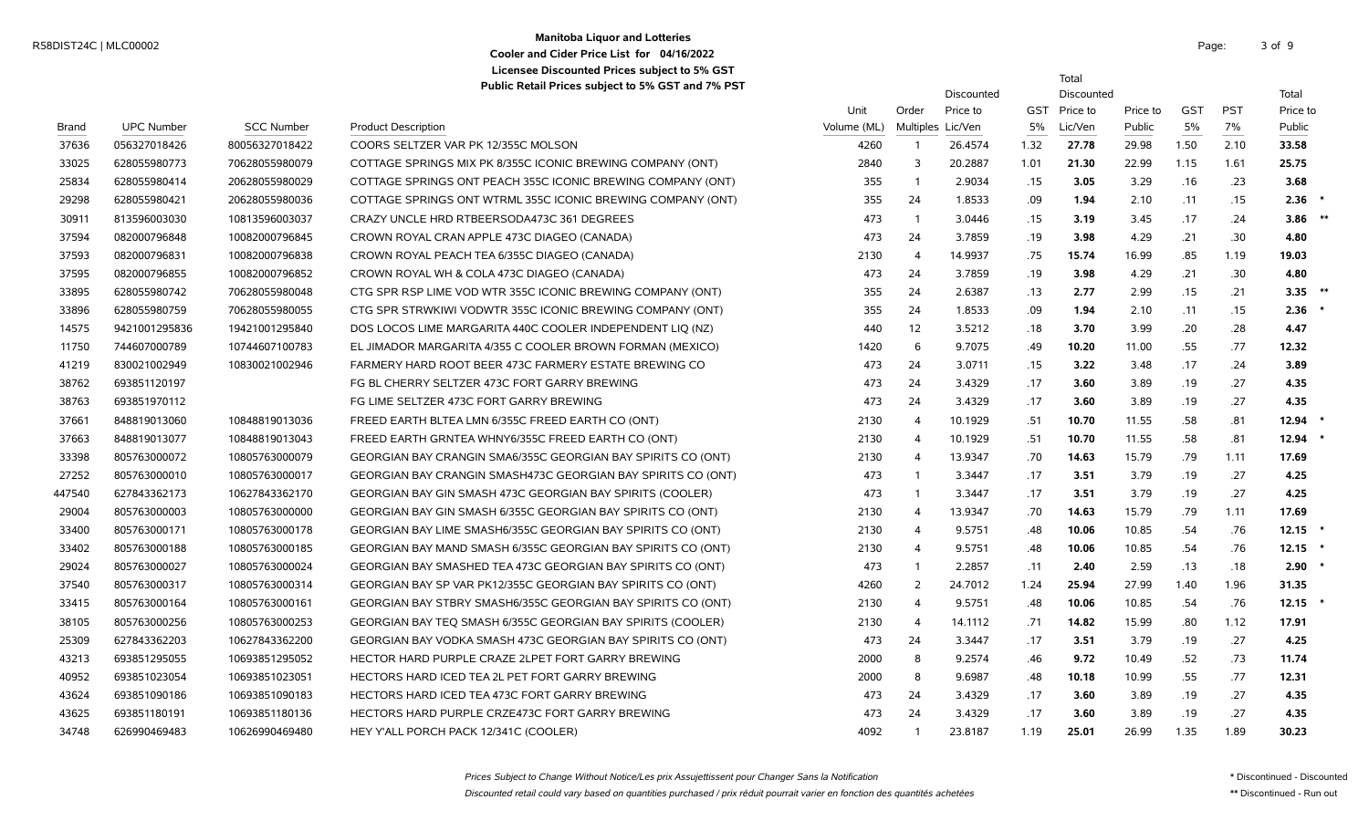**Manitoba Liquor and Lotteries**
**Cooler and Cider Price List for 04/16/2022**
**Licensee Discounted Prices subject to 5% GST**
**Public Retail Prices subject to 5% GST and 7% PST**

| Brand | UPC Number | SCC Number | Product Description | Unit Volume (ML) | Order Multiples | Discounted Price to Lic/Ven | GST 5% | Total Discounted Price to Lic/Ven | Price to Public | GST 5% | PST 7% | Total Price to Public | |
|---|---|---|---|---|---|---|---|---|---|---|---|---|---|
| 37636 | 056327018426 | 80056327018422 | COORS SELTZER VAR PK 12/355C MOLSON | 4260 | 1 | 26.4574 | 1.32 | **27.78** | 29.98 | 1.50 | 2.10 | **33.58** | |
| 33025 | 628055980773 | 70628055980079 | COTTAGE SPRINGS MIX PK 8/355C ICONIC BREWING COMPANY (ONT) | 2840 | 3 | 20.2887 | 1.01 | **21.30** | 22.99 | 1.15 | 1.61 | **25.75** | |
| 25834 | 628055980414 | 20628055980029 | COTTAGE SPRINGS ONT PEACH 355C ICONIC BREWING COMPANY (ONT) | 355 | 1 | 2.9034 | .15 | **3.05** | 3.29 | .16 | .23 | **3.68** | |
| 29298 | 628055980421 | 20628055980036 | COTTAGE SPRINGS ONT WTRML 355C ICONIC BREWING COMPANY (ONT) | 355 | 24 | 1.8533 | .09 | **1.94** | 2.10 | .11 | .15 | **2.36** | * |
| 30911 | 813596003030 | 10813596003037 | CRAZY UNCLE HRD RTBEERSODA473C 361 DEGREES | 473 | 1 | 3.0446 | .15 | **3.19** | 3.45 | .17 | .24 | **3.86** | ** |
| 37594 | 082000796848 | 10082000796845 | CROWN ROYAL CRAN APPLE 473C DIAGEO (CANADA) | 473 | 24 | 3.7859 | .19 | **3.98** | 4.29 | .21 | .30 | **4.80** | |
| 37593 | 082000796831 | 10082000796838 | CROWN ROYAL PEACH TEA 6/355C DIAGEO (CANADA) | 2130 | 4 | 14.9937 | .75 | **15.74** | 16.99 | .85 | 1.19 | **19.03** | |
| 37595 | 082000796855 | 10082000796852 | CROWN ROYAL WH & COLA 473C DIAGEO (CANADA) | 473 | 24 | 3.7859 | .19 | **3.98** | 4.29 | .21 | .30 | **4.80** | |
| 33895 | 628055980742 | 70628055980048 | CTG SPR RSP LIME VOD WTR 355C ICONIC BREWING COMPANY (ONT) | 355 | 24 | 2.6387 | .13 | **2.77** | 2.99 | .15 | .21 | **3.35** | ** |
| 33896 | 628055980759 | 70628055980055 | CTG SPR STRWKIWI VODWTR 355C ICONIC BREWING COMPANY (ONT) | 355 | 24 | 1.8533 | .09 | **1.94** | 2.10 | .11 | .15 | **2.36** | * |
| 14575 | 9421001295836 | 19421001295840 | DOS LOCOS LIME MARGARITA 440C COOLER INDEPENDENT LIQ (NZ) | 440 | 12 | 3.5212 | .18 | **3.70** | 3.99 | .20 | .28 | **4.47** | |
| 11750 | 744607000789 | 10744607100783 | EL JIMADOR MARGARITA 4/355 C COOLER BROWN FORMAN (MEXICO) | 1420 | 6 | 9.7075 | .49 | **10.20** | 11.00 | .55 | .77 | **12.32** | |
| 41219 | 830021002949 | 10830021002946 | FARMERY HARD ROOT BEER 473C FARMERY ESTATE BREWING CO | 473 | 24 | 3.0711 | .15 | **3.22** | 3.48 | .17 | .24 | **3.89** | |
| 38762 | 693851120197 | | FG BL CHERRY SELTZER 473C FORT GARRY BREWING | 473 | 24 | 3.4329 | .17 | **3.60** | 3.89 | .19 | .27 | **4.35** | |
| 38763 | 693851970112 | | FG LIME SELTZER 473C FORT GARRY BREWING | 473 | 24 | 3.4329 | .17 | **3.60** | 3.89 | .19 | .27 | **4.35** | |
| 37661 | 848819013060 | 10848819013036 | FREED EARTH BLTEA LMN 6/355C FREED EARTH CO (ONT) | 2130 | 4 | 10.1929 | .51 | **10.70** | 11.55 | .58 | .81 | **12.94** | * |
| 37663 | 848819013077 | 10848819013043 | FREED EARTH GRNTEA WHNY6/355C FREED EARTH CO (ONT) | 2130 | 4 | 10.1929 | .51 | **10.70** | 11.55 | .58 | .81 | **12.94** | * |
| 33398 | 805763000072 | 10805763000079 | GEORGIAN BAY CRANGIN SMA6/355C GEORGIAN BAY SPIRITS CO (ONT) | 2130 | 4 | 13.9347 | .70 | **14.63** | 15.79 | .79 | 1.11 | **17.69** | |
| 27252 | 805763000010 | 10805763000017 | GEORGIAN BAY CRANGIN SMASH473C GEORGIAN BAY SPIRITS CO (ONT) | 473 | 1 | 3.3447 | .17 | **3.51** | 3.79 | .19 | .27 | **4.25** | |
| 447540 | 627843362173 | 10627843362170 | GEORGIAN BAY GIN SMASH 473C GEORGIAN BAY SPIRITS (COOLER) | 473 | 1 | 3.3447 | .17 | **3.51** | 3.79 | .19 | .27 | **4.25** | |
| 29004 | 805763000003 | 10805763000000 | GEORGIAN BAY GIN SMASH 6/355C GEORGIAN BAY SPIRITS CO (ONT) | 2130 | 4 | 13.9347 | .70 | **14.63** | 15.79 | .79 | 1.11 | **17.69** | |
| 33400 | 805763000171 | 10805763000178 | GEORGIAN BAY LIME SMASH6/355C GEORGIAN BAY SPIRITS CO (ONT) | 2130 | 4 | 9.5751 | .48 | **10.06** | 10.85 | .54 | .76 | **12.15** | * |
| 33402 | 805763000188 | 10805763000185 | GEORGIAN BAY MAND SMASH 6/355C GEORGIAN BAY SPIRITS CO (ONT) | 2130 | 4 | 9.5751 | .48 | **10.06** | 10.85 | .54 | .76 | **12.15** | * |
| 29024 | 805763000027 | 10805763000024 | GEORGIAN BAY SMASHED TEA 473C GEORGIAN BAY SPIRITS CO (ONT) | 473 | 1 | 2.2857 | .11 | **2.40** | 2.59 | .13 | .18 | **2.90** | * |
| 37540 | 805763000317 | 10805763000314 | GEORGIAN BAY SP VAR PK12/355C GEORGIAN BAY SPIRITS CO (ONT) | 4260 | 2 | 24.7012 | 1.24 | **25.94** | 27.99 | 1.40 | 1.96 | **31.35** | |
| 33415 | 805763000164 | 10805763000161 | GEORGIAN BAY STBRY SMASH6/355C GEORGIAN BAY SPIRITS CO (ONT) | 2130 | 4 | 9.5751 | .48 | **10.06** | 10.85 | .54 | .76 | **12.15** | * |
| 38105 | 805763000256 | 10805763000253 | GEORGIAN BAY TEQ SMASH 6/355C GEORGIAN BAY SPIRITS (COOLER) | 2130 | 4 | 14.1112 | .71 | **14.82** | 15.99 | .80 | 1.12 | **17.91** | |
| 25309 | 627843362203 | 10627843362200 | GEORGIAN BAY VODKA SMASH 473C GEORGIAN BAY SPIRITS CO (ONT) | 473 | 24 | 3.3447 | .17 | **3.51** | 3.79 | .19 | .27 | **4.25** | |
| 43213 | 693851295055 | 10693851295052 | HECTOR HARD PURPLE CRAZE 2LPET FORT GARRY BREWING | 2000 | 8 | 9.2574 | .46 | **9.72** | 10.49 | .52 | .73 | **11.74** | |
| 40952 | 693851023054 | 10693851023051 | HECTORS HARD ICED TEA 2L PET FORT GARRY BREWING | 2000 | 8 | 9.6987 | .48 | **10.18** | 10.99 | .55 | .77 | **12.31** | |
| 43624 | 693851090186 | 10693851090183 | HECTORS HARD ICED TEA 473C FORT GARRY BREWING | 473 | 24 | 3.4329 | .17 | **3.60** | 3.89 | .19 | .27 | **4.35** | |
| 43625 | 693851180191 | 10693851180136 | HECTORS HARD PURPLE CRZE473C FORT GARRY BREWING | 473 | 24 | 3.4329 | .17 | **3.60** | 3.89 | .19 | .27 | **4.35** | |
| 34748 | 626990469483 | 10626990469480 | HEY Y'ALL PORCH PACK 12/341C (COOLER) | 4092 | 1 | 23.8187 | 1.19 | **25.01** | 26.99 | 1.35 | 1.89 | **30.23** | |

*Prices Subject to Change Without Notice/Les prix Assujettissent pour Changer Sans la Notification*

*Discounted retail could vary based on quantities purchased / prix réduit pourrait varier en fonction des quantités achetées*

\* Discontinued - Discounted

\** Discontinued - Run out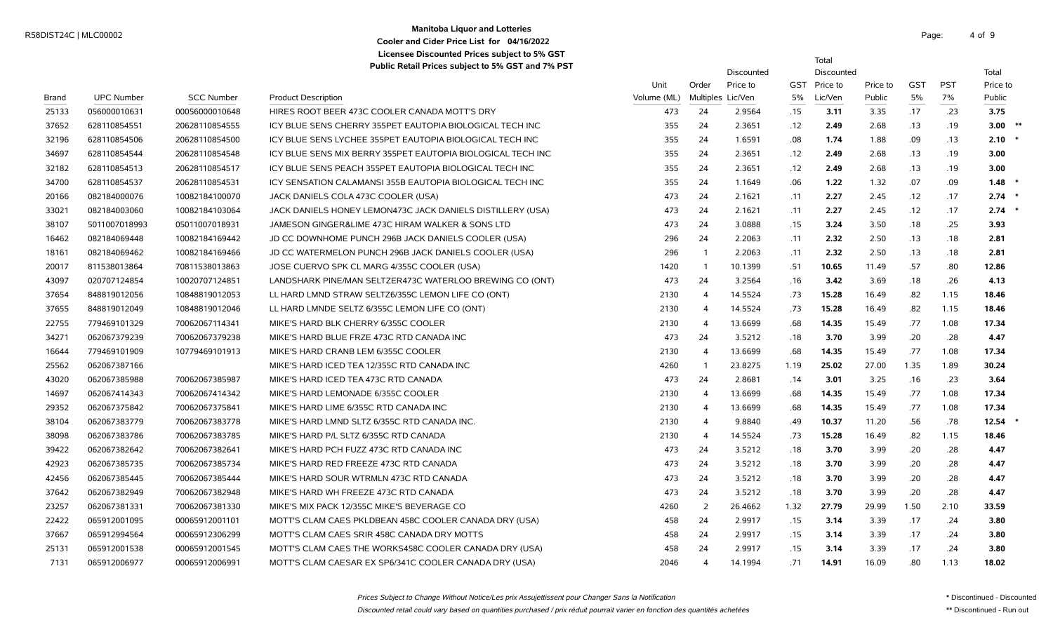**Manitoba Liquor and Lotteries**
**Cooler and Cider Price List for 04/16/2022**
**Licensee Discounted Prices subject to 5% GST**
**Public Retail Prices subject to 5% GST and 7% PST**

R58DIST24C | MLC00002

| Brand | UPC Number | SCC Number | Product Description | Unit Volume (ML) | Order Multiples | Discounted Price to Lic/Ven | GST 5% | Total Discounted Price to Lic/Ven | Price to Public | GST 5% | PST 7% | Total Price to Public | |
|---|---|---|---|---|---|---|---|---|---|---|---|---|---|
| 25133 | 056000010631 | 00056000010648 | HIRES ROOT BEER 473C COOLER CANADA MOTT'S DRY | 473 | 24 | 2.9564 | .15 | **3.11** | 3.35 | .17 | .23 | **3.75** | |
| 37652 | 628110854551 | 20628110854555 | ICY BLUE SENS CHERRY 355PET EAUTOPIA BIOLOGICAL TECH INC | 355 | 24 | 2.3651 | .12 | **2.49** | 2.68 | .13 | .19 | **3.00** | ** |
| 32196 | 628110854506 | 20628110854500 | ICY BLUE SENS LYCHEE 355PET EAUTOPIA BIOLOGICAL TECH INC | 355 | 24 | 1.6591 | .08 | **1.74** | 1.88 | .09 | .13 | **2.10** | * |
| 34697 | 628110854544 | 20628110854548 | ICY BLUE SENS MIX BERRY 355PET EAUTOPIA BIOLOGICAL TECH INC | 355 | 24 | 2.3651 | .12 | **2.49** | 2.68 | .13 | .19 | **3.00** | |
| 32182 | 628110854513 | 20628110854517 | ICY BLUE SENS PEACH 355PET EAUTOPIA BIOLOGICAL TECH INC | 355 | 24 | 2.3651 | .12 | **2.49** | 2.68 | .13 | .19 | **3.00** | |
| 34700 | 628110854537 | 20628110854531 | ICY SENSATION CALAMANSI 355B EAUTOPIA BIOLOGICAL TECH INC | 355 | 24 | 1.1649 | .06 | **1.22** | 1.32 | .07 | .09 | **1.48** | * |
| 20166 | 082184000076 | 10082184100070 | JACK DANIELS COLA 473C COOLER (USA) | 473 | 24 | 2.1621 | .11 | **2.27** | 2.45 | .12 | .17 | **2.74** | * |
| 33021 | 082184003060 | 10082184103064 | JACK DANIELS HONEY LEMON473C JACK DANIELS DISTILLERY (USA) | 473 | 24 | 2.1621 | .11 | **2.27** | 2.45 | .12 | .17 | **2.74** | * |
| 38107 | 5011007018993 | 05011007018931 | JAMESON GINGER&LIME 473C HIRAM WALKER & SONS LTD | 473 | 24 | 3.0888 | .15 | **3.24** | 3.50 | .18 | .25 | **3.93** | |
| 16462 | 082184069448 | 10082184169442 | JD CC DOWNHOME PUNCH 296B JACK DANIELS COOLER (USA) | 296 | 24 | 2.2063 | .11 | **2.32** | 2.50 | .13 | .18 | **2.81** | |
| 18161 | 082184069462 | 10082184169466 | JD CC WATERMELON PUNCH 296B JACK DANIELS COOLER (USA) | 296 | 1 | 2.2063 | .11 | **2.32** | 2.50 | .13 | .18 | **2.81** | |
| 20017 | 811538013864 | 70811538013863 | JOSE CUERVO SPK CL MARG 4/355C COOLER (USA) | 1420 | 1 | 10.1399 | .51 | **10.65** | 11.49 | .57 | .80 | **12.86** | |
| 43097 | 020707124854 | 10020707124851 | LANDSHARK PINE/MAN SELTZER473C WATERLOO BREWING CO (ONT) | 473 | 24 | 3.2564 | .16 | **3.42** | 3.69 | .18 | .26 | **4.13** | |
| 37654 | 848819012056 | 10848819012053 | LL HARD LMND STRAW SELTZ6/355C LEMON LIFE CO (ONT) | 2130 | 4 | 14.5524 | .73 | **15.28** | 16.49 | .82 | 1.15 | **18.46** | |
| 37655 | 848819012049 | 10848819012046 | LL HARD LMNDE SELTZ 6/355C LEMON LIFE CO (ONT) | 2130 | 4 | 14.5524 | .73 | **15.28** | 16.49 | .82 | 1.15 | **18.46** | |
| 22755 | 779469101329 | 70062067114341 | MIKE'S HARD BLK CHERRY 6/355C COOLER | 2130 | 4 | 13.6699 | .68 | **14.35** | 15.49 | .77 | 1.08 | **17.34** | |
| 34271 | 062067379239 | 70062067379238 | MIKE'S HARD BLUE FRZE 473C RTD CANADA INC | 473 | 24 | 3.5212 | .18 | **3.70** | 3.99 | .20 | .28 | **4.47** | |
| 16644 | 779469101909 | 10779469101913 | MIKE'S HARD CRANB LEM 6/355C COOLER | 2130 | 4 | 13.6699 | .68 | **14.35** | 15.49 | .77 | 1.08 | **17.34** | |
| 25562 | 062067387166 | | MIKE'S HARD ICED TEA 12/355C RTD CANADA INC | 4260 | 1 | 23.8275 | 1.19 | **25.02** | 27.00 | 1.35 | 1.89 | **30.24** | |
| 43020 | 062067385988 | 70062067385987 | MIKE'S HARD ICED TEA 473C RTD CANADA | 473 | 24 | 2.8681 | .14 | **3.01** | 3.25 | .16 | .23 | **3.64** | |
| 14697 | 062067414343 | 70062067414342 | MIKE'S HARD LEMONADE 6/355C COOLER | 2130 | 4 | 13.6699 | .68 | **14.35** | 15.49 | .77 | 1.08 | **17.34** | |
| 29352 | 062067375842 | 70062067375841 | MIKE'S HARD LIME 6/355C RTD CANADA INC | 2130 | 4 | 13.6699 | .68 | **14.35** | 15.49 | .77 | 1.08 | **17.34** | |
| 38104 | 062067383779 | 70062067383778 | MIKE'S HARD LMND SLTZ 6/355C RTD CANADA INC. | 2130 | 4 | 9.8840 | .49 | **10.37** | 11.20 | .56 | .78 | **12.54** | * |
| 38098 | 062067383786 | 70062067383785 | MIKE'S HARD P/L SLTZ 6/355C RTD CANADA | 2130 | 4 | 14.5524 | .73 | **15.28** | 16.49 | .82 | 1.15 | **18.46** | |
| 39422 | 062067382642 | 70062067382641 | MIKE'S HARD PCH FUZZ 473C RTD CANADA INC | 473 | 24 | 3.5212 | .18 | **3.70** | 3.99 | .20 | .28 | **4.47** | |
| 42923 | 062067385735 | 70062067385734 | MIKE'S HARD RED FREEZE 473C RTD CANADA | 473 | 24 | 3.5212 | .18 | **3.70** | 3.99 | .20 | .28 | **4.47** | |
| 42456 | 062067385445 | 70062067385444 | MIKE'S HARD SOUR WTRMLN 473C RTD CANADA | 473 | 24 | 3.5212 | .18 | **3.70** | 3.99 | .20 | .28 | **4.47** | |
| 37642 | 062067382949 | 70062067382948 | MIKE'S HARD WH FREEZE 473C RTD CANADA | 473 | 24 | 3.5212 | .18 | **3.70** | 3.99 | .20 | .28 | **4.47** | |
| 23257 | 062067381331 | 70062067381330 | MIKE'S MIX PACK 12/355C MIKE'S BEVERAGE CO | 4260 | 2 | 26.4662 | 1.32 | **27.79** | 29.99 | 1.50 | 2.10 | **33.59** | |
| 22422 | 065912001095 | 00065912001101 | MOTT'S CLAM CAES PKLDBEAN 458C COOLER CANADA DRY (USA) | 458 | 24 | 2.9917 | .15 | **3.14** | 3.39 | .17 | .24 | **3.80** | |
| 37667 | 065912994564 | 00065912306299 | MOTT'S CLAM CAES SRIR 458C CANADA DRY MOTTS | 458 | 24 | 2.9917 | .15 | **3.14** | 3.39 | .17 | .24 | **3.80** | |
| 25131 | 065912001538 | 00065912001545 | MOTT'S CLAM CAES THE WORKS458C COOLER CANADA DRY (USA) | 458 | 24 | 2.9917 | .15 | **3.14** | 3.39 | .17 | .24 | **3.80** | |
| 7131 | 065912006977 | 00065912006991 | MOTT'S CLAM CAESAR EX SP6/341C COOLER CANADA DRY (USA) | 2046 | 4 | 14.1994 | .71 | **14.91** | 16.09 | .80 | 1.13 | **18.02** | |

*Prices Subject to Change Without Notice/Les prix Assujettissent pour Changer Sans la Notification*

*Discounted retail could vary based on quantities purchased / prix réduit pourrait varier en fonction des quantités achetées*

\* Discontinued - Discounted

\*\* Discontinued - Run out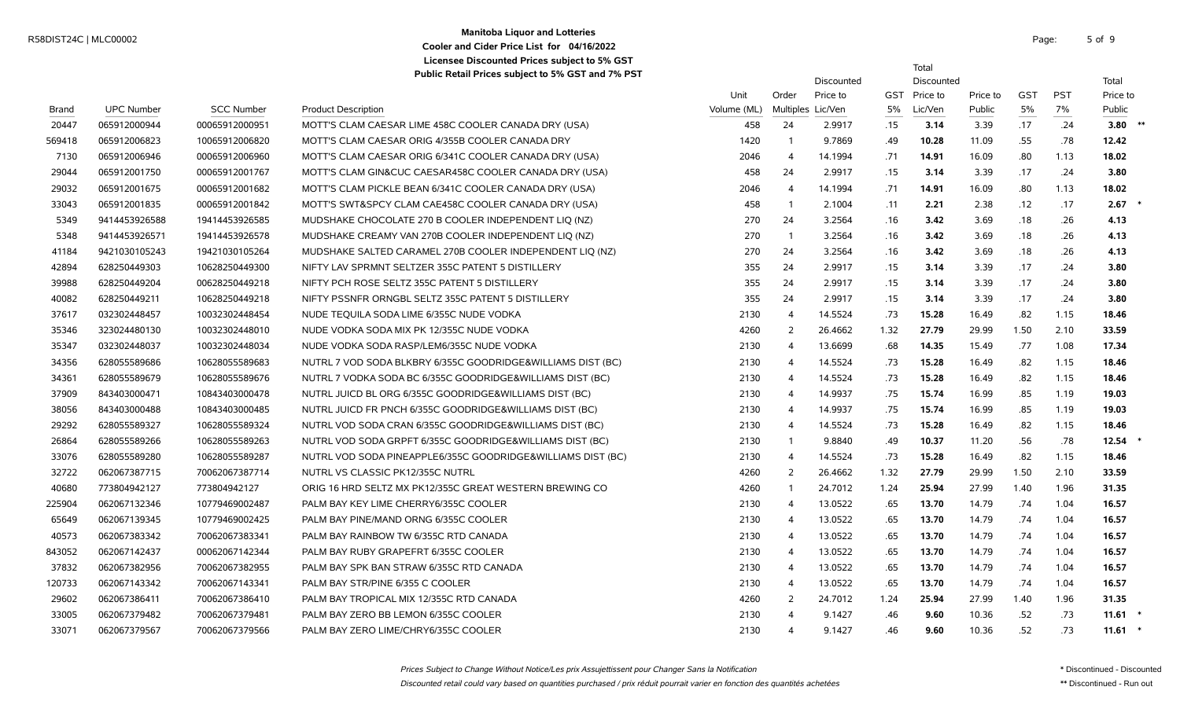**Manitoba Liquor and Lotteries**
**Cooler and Cider Price List for 04/16/2022**
**Licensee Discounted Prices subject to 5% GST**
**Public Retail Prices subject to 5% GST and 7% PST**

| Brand | UPC Number | SCC Number | Product Description | Unit Volume (ML) | Order Multiples | Discounted Price to Lic/Ven | GST 5% | Total Discounted Price to Lic/Ven | Price to Public | GST 5% | PST 7% | Total Price to Public | |
|---|---|---|---|---|---|---|---|---|---|---|---|---|---|
| 20447 | 065912000944 | 00065912000951 | MOTT'S CLAM CAESAR LIME 458C COOLER CANADA DRY (USA) | 458 | 24 | 2.9917 | .15 | **3.14** | 3.39 | .17 | .24 | **3.80** | ** |
| 569418 | 065912006823 | 10065912006820 | MOTT'S CLAM CAESAR ORIG 4/355B COOLER CANADA DRY | 1420 | 1 | 9.7869 | .49 | **10.28** | 11.09 | .55 | .78 | **12.42** | |
| 7130 | 065912006946 | 00065912006960 | MOTT'S CLAM CAESAR ORIG 6/341C COOLER CANADA DRY (USA) | 2046 | 4 | 14.1994 | .71 | **14.91** | 16.09 | .80 | 1.13 | **18.02** | |
| 29044 | 065912001750 | 00065912001767 | MOTT'S CLAM GIN&CUC CAESAR458C COOLER CANADA DRY (USA) | 458 | 24 | 2.9917 | .15 | **3.14** | 3.39 | .17 | .24 | **3.80** | |
| 29032 | 065912001675 | 00065912001682 | MOTT'S CLAM PICKLE BEAN 6/341C COOLER CANADA DRY (USA) | 2046 | 4 | 14.1994 | .71 | **14.91** | 16.09 | .80 | 1.13 | **18.02** | |
| 33043 | 065912001835 | 00065912001842 | MOTT'S SWT&SPCY CLAM CAE458C COOLER CANADA DRY (USA) | 458 | 1 | 2.1004 | .11 | **2.21** | 2.38 | .12 | .17 | **2.67** | * |
| 5349 | 9414453926588 | 19414453926585 | MUDSHAKE CHOCOLATE 270 B COOLER INDEPENDENT LIQ (NZ) | 270 | 24 | 3.2564 | .16 | **3.42** | 3.69 | .18 | .26 | **4.13** | |
| 5348 | 9414453926571 | 19414453926578 | MUDSHAKE CREAMY VAN 270B COOLER INDEPENDENT LIQ (NZ) | 270 | 1 | 3.2564 | .16 | **3.42** | 3.69 | .18 | .26 | **4.13** | |
| 41184 | 9421030105243 | 19421030105264 | MUDSHAKE SALTED CARAMEL 270B COOLER INDEPENDENT LIQ (NZ) | 270 | 24 | 3.2564 | .16 | **3.42** | 3.69 | .18 | .26 | **4.13** | |
| 42894 | 628250449303 | 10628250449300 | NIFTY LAV SPRMNT SELTZER 355C PATENT 5 DISTILLERY | 355 | 24 | 2.9917 | .15 | **3.14** | 3.39 | .17 | .24 | **3.80** | |
| 39988 | 628250449204 | 00628250449218 | NIFTY PCH ROSE SELTZ 355C PATENT 5 DISTILLERY | 355 | 24 | 2.9917 | .15 | **3.14** | 3.39 | .17 | .24 | **3.80** | |
| 40082 | 628250449211 | 10628250449218 | NIFTY PSSNFR ORNGBL SELTZ 355C PATENT 5 DISTILLERY | 355 | 24 | 2.9917 | .15 | **3.14** | 3.39 | .17 | .24 | **3.80** | |
| 37617 | 032302448457 | 10032302448454 | NUDE TEQUILA SODA LIME 6/355C NUDE VODKA | 2130 | 4 | 14.5524 | .73 | **15.28** | 16.49 | .82 | 1.15 | **18.46** | |
| 35346 | 323024480130 | 10032302448010 | NUDE VODKA SODA MIX PK 12/355C NUDE VODKA | 4260 | 2 | 26.4662 | 1.32 | **27.79** | 29.99 | 1.50 | 2.10 | **33.59** | |
| 35347 | 032302448037 | 10032302448034 | NUDE VODKA SODA RASP/LEM6/355C NUDE VODKA | 2130 | 4 | 13.6699 | .68 | **14.35** | 15.49 | .77 | 1.08 | **17.34** | |
| 34356 | 628055589686 | 10628055589683 | NUTRL 7 VOD SODA BLKBRY 6/355C GOODRIDGE&WILLIAMS DIST (BC) | 2130 | 4 | 14.5524 | .73 | **15.28** | 16.49 | .82 | 1.15 | **18.46** | |
| 34361 | 628055589679 | 10628055589676 | NUTRL 7 VODKA SODA BC 6/355C GOODRIDGE&WILLIAMS DIST (BC) | 2130 | 4 | 14.5524 | .73 | **15.28** | 16.49 | .82 | 1.15 | **18.46** | |
| 37909 | 843403000471 | 10843403000478 | NUTRL JUICD BL ORG 6/355C GOODRIDGE&WILLIAMS DIST (BC) | 2130 | 4 | 14.9937 | .75 | **15.74** | 16.99 | .85 | 1.19 | **19.03** | |
| 38056 | 843403000488 | 10843403000485 | NUTRL JUICD FR PNCH 6/355C GOODRIDGE&WILLIAMS DIST (BC) | 2130 | 4 | 14.9937 | .75 | **15.74** | 16.99 | .85 | 1.19 | **19.03** | |
| 29292 | 628055589327 | 10628055589324 | NUTRL VOD SODA CRAN 6/355C GOODRIDGE&WILLIAMS DIST (BC) | 2130 | 4 | 14.5524 | .73 | **15.28** | 16.49 | .82 | 1.15 | **18.46** | |
| 26864 | 628055589266 | 10628055589263 | NUTRL VOD SODA GRPFT 6/355C GOODRIDGE&WILLIAMS DIST (BC) | 2130 | 1 | 9.8840 | .49 | **10.37** | 11.20 | .56 | .78 | **12.54** | * |
| 33076 | 628055589280 | 10628055589287 | NUTRL VOD SODA PINEAPPLE6/355C GOODRIDGE&WILLIAMS DIST (BC) | 2130 | 4 | 14.5524 | .73 | **15.28** | 16.49 | .82 | 1.15 | **18.46** | |
| 32722 | 062067387715 | 70062067387714 | NUTRL VS CLASSIC PK12/355C NUTRL | 4260 | 2 | 26.4662 | 1.32 | **27.79** | 29.99 | 1.50 | 2.10 | **33.59** | |
| 40680 | 773804942127 | 773804942127 | ORIG 16 HRD SELTZ MX PK12/355C GREAT WESTERN BREWING CO | 4260 | 1 | 24.7012 | 1.24 | **25.94** | 27.99 | 1.40 | 1.96 | **31.35** | |
| 225904 | 062067132346 | 10779469002487 | PALM BAY KEY LIME CHERRY6/355C COOLER | 2130 | 4 | 13.0522 | .65 | **13.70** | 14.79 | .74 | 1.04 | **16.57** | |
| 65649 | 062067139345 | 10779469002425 | PALM BAY PINE/MAND ORNG 6/355C COOLER | 2130 | 4 | 13.0522 | .65 | **13.70** | 14.79 | .74 | 1.04 | **16.57** | |
| 40573 | 062067383342 | 70062067383341 | PALM BAY RAINBOW TW 6/355C RTD CANADA | 2130 | 4 | 13.0522 | .65 | **13.70** | 14.79 | .74 | 1.04 | **16.57** | |
| 843052 | 062067142437 | 00062067142344 | PALM BAY RUBY GRAPEFRT 6/355C COOLER | 2130 | 4 | 13.0522 | .65 | **13.70** | 14.79 | .74 | 1.04 | **16.57** | |
| 37832 | 062067382956 | 70062067382955 | PALM BAY SPK BAN STRAW 6/355C RTD CANADA | 2130 | 4 | 13.0522 | .65 | **13.70** | 14.79 | .74 | 1.04 | **16.57** | |
| 120733 | 062067143342 | 70062067143341 | PALM BAY STR/PINE 6/355 C COOLER | 2130 | 4 | 13.0522 | .65 | **13.70** | 14.79 | .74 | 1.04 | **16.57** | |
| 29602 | 062067386411 | 70062067386410 | PALM BAY TROPICAL MIX 12/355C RTD CANADA | 4260 | 2 | 24.7012 | 1.24 | **25.94** | 27.99 | 1.40 | 1.96 | **31.35** | |
| 33005 | 062067379482 | 70062067379481 | PALM BAY ZERO BB LEMON 6/355C COOLER | 2130 | 4 | 9.1427 | .46 | **9.60** | 10.36 | .52 | .73 | **11.61** | * |
| 33071 | 062067379567 | 70062067379566 | PALM BAY ZERO LIME/CHRY6/355C COOLER | 2130 | 4 | 9.1427 | .46 | **9.60** | 10.36 | .52 | .73 | **11.61** | * |

*Prices Subject to Change Without Notice/Les prix Assujettissent pour Changer Sans la Notification*

*Discounted retail could vary based on quantities purchased / prix réduit pourrait varier en fonction des quantités achetées*

\* Discontinued - Discounted

** Discontinued - Run out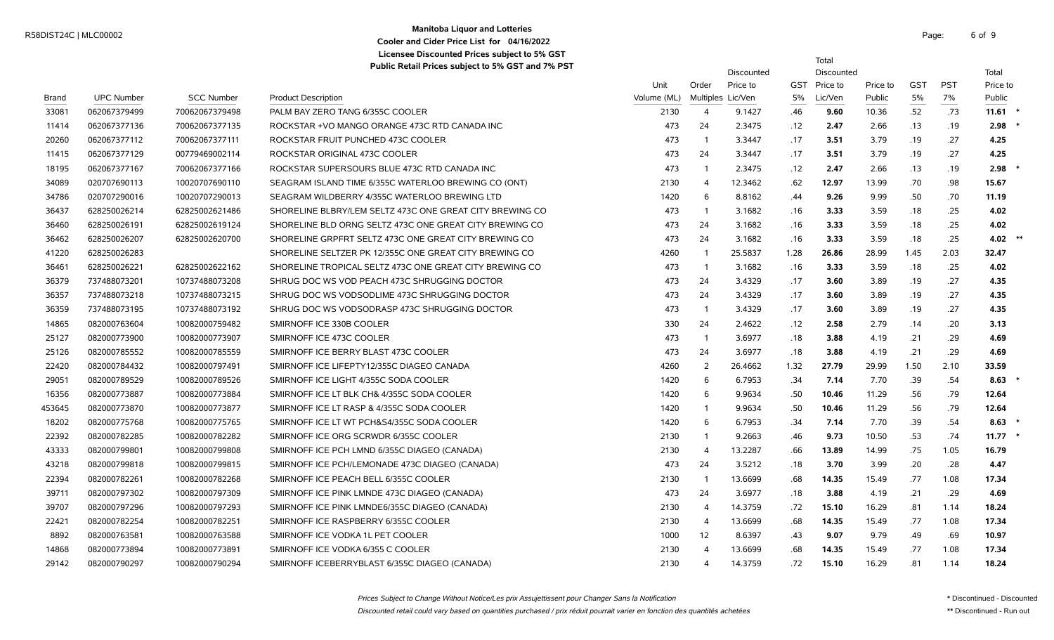# Manitoba Liquor and Lotteries

**Cooler and Cider Price List for 04/16/2022**

**Licensee Discounted Prices subject to 5% GST**

**Public Retail Prices subject to 5% GST and 7% PST**

R58DIST24C | MLC00002

| Brand | UPC Number | SCC Number | Product Description | Unit Volume (ML) | Order Multiples | Discounted Price to Lic/Ven | GST 5% | Total Discounted Price to Lic/Ven | Price to Public | GST 5% | PST 7% | Total Price to Public | |
|---|---|---|---|---|---|---|---|---|---|---|---|---|---|
| 33081 | 062067379499 | 70062067379498 | PALM BAY ZERO TANG 6/355C COOLER | 2130 | 4 | 9.1427 | .46 | **9.60** | 10.36 | .52 | .73 | **11.61** | * |
| 11414 | 062067377136 | 70062067377135 | ROCKSTAR +VO MANGO ORANGE 473C RTD CANADA INC | 473 | 24 | 2.3475 | .12 | **2.47** | 2.66 | .13 | .19 | **2.98** | * |
| 20260 | 062067377112 | 70062067377111 | ROCKSTAR FRUIT PUNCHED 473C COOLER | 473 | 1 | 3.3447 | .17 | **3.51** | 3.79 | .19 | .27 | **4.25** | |
| 11415 | 062067377129 | 00779469002114 | ROCKSTAR ORIGINAL 473C COOLER | 473 | 24 | 3.3447 | .17 | **3.51** | 3.79 | .19 | .27 | **4.25** | |
| 18195 | 062067377167 | 70062067377166 | ROCKSTAR SUPERSOURS BLUE 473C RTD CANADA INC | 473 | 1 | 2.3475 | .12 | **2.47** | 2.66 | .13 | .19 | **2.98** | * |
| 34089 | 020707690113 | 10020707690110 | SEAGRAM ISLAND TIME 6/355C WATERLOO BREWING CO (ONT) | 2130 | 4 | 12.3462 | .62 | **12.97** | 13.99 | .70 | .98 | **15.67** | |
| 34786 | 020707290016 | 10020707290013 | SEAGRAM WILDBERRY 4/355C WATERLOO BREWING LTD | 1420 | 6 | 8.8162 | .44 | **9.26** | 9.99 | .50 | .70 | **11.19** | |
| 36437 | 628250026214 | 62825002621486 | SHORELINE BLBRY/LEM SELTZ 473C ONE GREAT CITY BREWING CO | 473 | 1 | 3.1682 | .16 | **3.33** | 3.59 | .18 | .25 | **4.02** | |
| 36460 | 628250026191 | 62825002619124 | SHORELINE BLD ORNG SELTZ 473C ONE GREAT CITY BREWING CO | 473 | 24 | 3.1682 | .16 | **3.33** | 3.59 | .18 | .25 | **4.02** | |
| 36462 | 628250026207 | 62825002620700 | SHORELINE GRPFRT SELTZ 473C ONE GREAT CITY BREWING CO | 473 | 24 | 3.1682 | .16 | **3.33** | 3.59 | .18 | .25 | **4.02** | ** |
| 41220 | 628250026283 | | SHORELINE SELTZER PK 12/355C ONE GREAT CITY BREWING CO | 4260 | 1 | 25.5837 | 1.28 | **26.86** | 28.99 | 1.45 | 2.03 | **32.47** | |
| 36461 | 628250026221 | 62825002622162 | SHORELINE TROPICAL SELTZ 473C ONE GREAT CITY BREWING CO | 473 | 1 | 3.1682 | .16 | **3.33** | 3.59 | .18 | .25 | **4.02** | |
| 36379 | 737488073201 | 10737488073208 | SHRUG DOC WS VOD PEACH 473C SHRUGGING DOCTOR | 473 | 24 | 3.4329 | .17 | **3.60** | 3.89 | .19 | .27 | **4.35** | |
| 36357 | 737488073218 | 10737488073215 | SHRUG DOC WS VODSODLIME 473C SHRUGGING DOCTOR | 473 | 24 | 3.4329 | .17 | **3.60** | 3.89 | .19 | .27 | **4.35** | |
| 36359 | 737488073195 | 10737488073192 | SHRUG DOC WS VODSODRASP 473C SHRUGGING DOCTOR | 473 | 1 | 3.4329 | .17 | **3.60** | 3.89 | .19 | .27 | **4.35** | |
| 14865 | 082000763604 | 10082000759482 | SMIRNOFF ICE 330B COOLER | 330 | 24 | 2.4622 | .12 | **2.58** | 2.79 | .14 | .20 | **3.13** | |
| 25127 | 082000773900 | 10082000773907 | SMIRNOFF ICE 473C COOLER | 473 | 1 | 3.6977 | .18 | **3.88** | 4.19 | .21 | .29 | **4.69** | |
| 25126 | 082000785552 | 10082000785559 | SMIRNOFF ICE BERRY BLAST 473C COOLER | 473 | 24 | 3.6977 | .18 | **3.88** | 4.19 | .21 | .29 | **4.69** | |
| 22420 | 082000784432 | 10082000797491 | SMIRNOFF ICE LIFEPTY12/355C DIAGEO CANADA | 4260 | 2 | 26.4662 | 1.32 | **27.79** | 29.99 | 1.50 | 2.10 | **33.59** | |
| 29051 | 082000789529 | 10082000789526 | SMIRNOFF ICE LIGHT 4/355C SODA COOLER | 1420 | 6 | 6.7953 | .34 | **7.14** | 7.70 | .39 | .54 | **8.63** | * |
| 16356 | 082000773887 | 10082000773884 | SMIRNOFF ICE LT BLK CH& 4/355C SODA COOLER | 1420 | 6 | 9.9634 | .50 | **10.46** | 11.29 | .56 | .79 | **12.64** | |
| 453645 | 082000773870 | 10082000773877 | SMIRNOFF ICE LT RASP & 4/355C SODA COOLER | 1420 | 1 | 9.9634 | .50 | **10.46** | 11.29 | .56 | .79 | **12.64** | |
| 18202 | 082000775768 | 10082000775765 | SMIRNOFF ICE LT WT PCH&S4/355C SODA COOLER | 1420 | 6 | 6.7953 | .34 | **7.14** | 7.70 | .39 | .54 | **8.63** | * |
| 22392 | 082000782285 | 10082000782282 | SMIRNOFF ICE ORG SCRWDR 6/355C COOLER | 2130 | 1 | 9.2663 | .46 | **9.73** | 10.50 | .53 | .74 | **11.77** | * |
| 43333 | 082000799801 | 10082000799808 | SMIRNOFF ICE PCH LMND 6/355C DIAGEO (CANADA) | 2130 | 4 | 13.2287 | .66 | **13.89** | 14.99 | .75 | 1.05 | **16.79** | |
| 43218 | 082000799818 | 10082000799815 | SMIRNOFF ICE PCH/LEMONADE 473C DIAGEO (CANADA) | 473 | 24 | 3.5212 | .18 | **3.70** | 3.99 | .20 | .28 | **4.47** | |
| 22394 | 082000782261 | 10082000782268 | SMIRNOFF ICE PEACH BELL 6/355C COOLER | 2130 | 1 | 13.6699 | .68 | **14.35** | 15.49 | .77 | 1.08 | **17.34** | |
| 39711 | 082000797302 | 10082000797309 | SMIRNOFF ICE PINK LMNDE 473C DIAGEO (CANADA) | 473 | 24 | 3.6977 | .18 | **3.88** | 4.19 | .21 | .29 | **4.69** | |
| 39707 | 082000797296 | 10082000797293 | SMIRNOFF ICE PINK LMNDE6/355C DIAGEO (CANADA) | 2130 | 4 | 14.3759 | .72 | **15.10** | 16.29 | .81 | 1.14 | **18.24** | |
| 22421 | 082000782254 | 10082000782251 | SMIRNOFF ICE RASPBERRY 6/355C COOLER | 2130 | 4 | 13.6699 | .68 | **14.35** | 15.49 | .77 | 1.08 | **17.34** | |
| 8892 | 082000763581 | 10082000763588 | SMIRNOFF ICE VODKA 1L PET COOLER | 1000 | 12 | 8.6397 | .43 | **9.07** | 9.79 | .49 | .69 | **10.97** | |
| 14868 | 082000773894 | 10082000773891 | SMIRNOFF ICE VODKA 6/355 C COOLER | 2130 | 4 | 13.6699 | .68 | **14.35** | 15.49 | .77 | 1.08 | **17.34** | |
| 29142 | 082000790297 | 10082000790294 | SMIRNOFF ICEBERRYBLAST 6/355C DIAGEO (CANADA) | 2130 | 4 | 14.3759 | .72 | **15.10** | 16.29 | .81 | 1.14 | **18.24** | |

*Prices Subject to Change Without Notice/Les prix Assujettissent pour Changer Sans la Notification*

*Discounted retail could vary based on quantities purchased / prix réduit pourrait varier en fonction des quantités achetées*

\* Discontinued - Discounted

\*\* Discontinued - Run out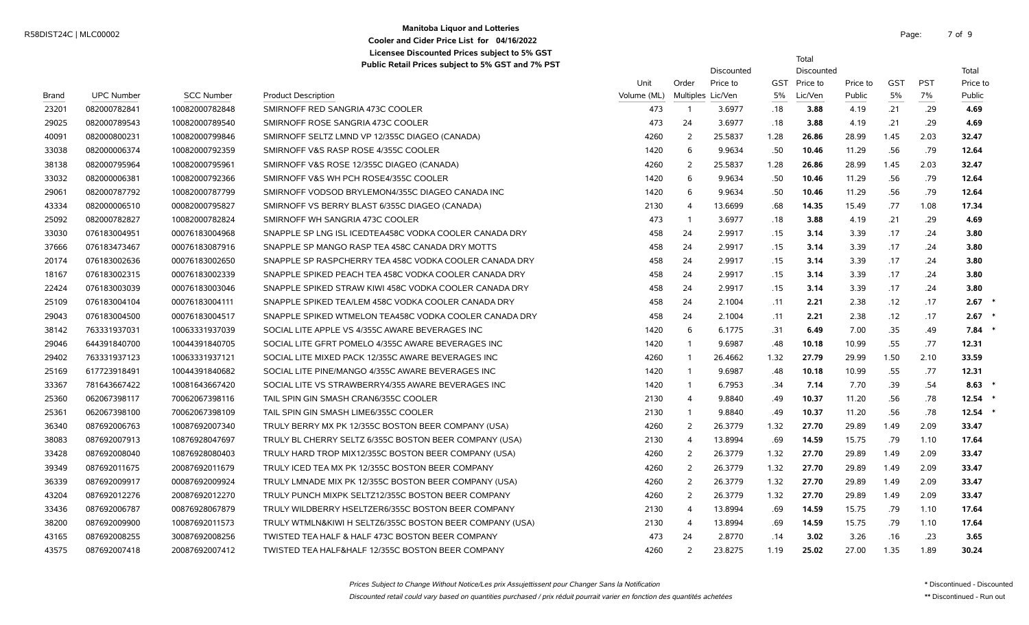# Manitoba Liquor and Lotteries

**Cooler and Cider Price List for 04/16/2022**

**Licensee Discounted Prices subject to 5% GST**

**Public Retail Prices subject to 5% GST and 7% PST**

| Brand | UPC Number | SCC Number | Product Description | Unit Volume (ML) | Order Multiples | Discounted Price to Lic/Ven | GST 5% | Total Discounted Price to Lic/Ven | Price to Public | GST 5% | PST 7% | Total Price to Public | |
|---|---|---|---|---|---|---|---|---|---|---|---|---|---|
| 23201 | 082000782841 | 10082000782848 | SMIRNOFF RED SANGRIA 473C COOLER | 473 | 1 | 3.6977 | .18 | **3.88** | 4.19 | .21 | .29 | **4.69** | |
| 29025 | 082000789543 | 10082000789540 | SMIRNOFF ROSE SANGRIA 473C COOLER | 473 | 24 | 3.6977 | .18 | **3.88** | 4.19 | .21 | .29 | **4.69** | |
| 40091 | 082000800231 | 10082000799846 | SMIRNOFF SELTZ LMND VP 12/355C DIAGEO (CANADA) | 4260 | 2 | 25.5837 | 1.28 | **26.86** | 28.99 | 1.45 | 2.03 | **32.47** | |
| 33038 | 082000006374 | 10082000792359 | SMIRNOFF V&S RASP ROSE 4/355C COOLER | 1420 | 6 | 9.9634 | .50 | **10.46** | 11.29 | .56 | .79 | **12.64** | |
| 38138 | 082000795964 | 10082000795961 | SMIRNOFF V&S ROSE 12/355C DIAGEO (CANADA) | 4260 | 2 | 25.5837 | 1.28 | **26.86** | 28.99 | 1.45 | 2.03 | **32.47** | |
| 33032 | 082000006381 | 10082000792366 | SMIRNOFF V&S WH PCH ROSE4/355C COOLER | 1420 | 6 | 9.9634 | .50 | **10.46** | 11.29 | .56 | .79 | **12.64** | |
| 29061 | 082000787792 | 10082000787799 | SMIRNOFF VODSOD BRYLEMON4/355C DIAGEO CANADA INC | 1420 | 6 | 9.9634 | .50 | **10.46** | 11.29 | .56 | .79 | **12.64** | |
| 43334 | 082000006510 | 00082000795827 | SMIRNOFF VS BERRY BLAST 6/355C DIAGEO (CANADA) | 2130 | 4 | 13.6699 | .68 | **14.35** | 15.49 | .77 | 1.08 | **17.34** | |
| 25092 | 082000782827 | 10082000782824 | SMIRNOFF WH SANGRIA 473C COOLER | 473 | 1 | 3.6977 | .18 | **3.88** | 4.19 | .21 | .29 | **4.69** | |
| 33030 | 076183004951 | 00076183004968 | SNAPPLE SP LNG ISL ICEDTEA458C VODKA COOLER CANADA DRY | 458 | 24 | 2.9917 | .15 | **3.14** | 3.39 | .17 | .24 | **3.80** | |
| 37666 | 076183473467 | 00076183087916 | SNAPPLE SP MANGO RASP TEA 458C CANADA DRY MOTTS | 458 | 24 | 2.9917 | .15 | **3.14** | 3.39 | .17 | .24 | **3.80** | |
| 20174 | 076183002636 | 00076183002650 | SNAPPLE SP RASPCHERRY TEA 458C VODKA COOLER CANADA DRY | 458 | 24 | 2.9917 | .15 | **3.14** | 3.39 | .17 | .24 | **3.80** | |
| 18167 | 076183002315 | 00076183002339 | SNAPPLE SPIKED PEACH TEA 458C VODKA COOLER CANADA DRY | 458 | 24 | 2.9917 | .15 | **3.14** | 3.39 | .17 | .24 | **3.80** | |
| 22424 | 076183003039 | 00076183003046 | SNAPPLE SPIKED STRAW KIWI 458C VODKA COOLER CANADA DRY | 458 | 24 | 2.9917 | .15 | **3.14** | 3.39 | .17 | .24 | **3.80** | |
| 25109 | 076183004104 | 00076183004111 | SNAPPLE SPIKED TEA/LEM 458C VODKA COOLER CANADA DRY | 458 | 24 | 2.1004 | .11 | **2.21** | 2.38 | .12 | .17 | **2.67** | * |
| 29043 | 076183004500 | 00076183004517 | SNAPPLE SPIKED WTMELON TEA458C VODKA COOLER CANADA DRY | 458 | 24 | 2.1004 | .11 | **2.21** | 2.38 | .12 | .17 | **2.67** | * |
| 38142 | 763331937031 | 10063331937039 | SOCIAL LITE APPLE VS 4/355C AWARE BEVERAGES INC | 1420 | 6 | 6.1775 | .31 | **6.49** | 7.00 | .35 | .49 | **7.84** | * |
| 29046 | 644391840700 | 10044391840705 | SOCIAL LITE GFRT POMELO 4/355C AWARE BEVERAGES INC | 1420 | 1 | 9.6987 | .48 | **10.18** | 10.99 | .55 | .77 | **12.31** | |
| 29402 | 763331937123 | 10063331937121 | SOCIAL LITE MIXED PACK 12/355C AWARE BEVERAGES INC | 4260 | 1 | 26.4662 | 1.32 | **27.79** | 29.99 | 1.50 | 2.10 | **33.59** | |
| 25169 | 617723918491 | 10044391840682 | SOCIAL LITE PINE/MANGO 4/355C AWARE BEVERAGES INC | 1420 | 1 | 9.6987 | .48 | **10.18** | 10.99 | .55 | .77 | **12.31** | |
| 33367 | 781643667422 | 10081643667420 | SOCIAL LITE VS STRAWBERRY4/355 AWARE BEVERAGES INC | 1420 | 1 | 6.7953 | .34 | **7.14** | 7.70 | .39 | .54 | **8.63** | * |
| 25360 | 062067398117 | 70062067398116 | TAIL SPIN GIN SMASH CRAN6/355C COOLER | 2130 | 4 | 9.8840 | .49 | **10.37** | 11.20 | .56 | .78 | **12.54** | * |
| 25361 | 062067398100 | 70062067398109 | TAIL SPIN GIN SMASH LIME6/355C COOLER | 2130 | 1 | 9.8840 | .49 | **10.37** | 11.20 | .56 | .78 | **12.54** | * |
| 36340 | 087692006763 | 10087692007340 | TRULY BERRY MX PK 12/355C BOSTON BEER COMPANY (USA) | 4260 | 2 | 26.3779 | 1.32 | **27.70** | 29.89 | 1.49 | 2.09 | **33.47** | |
| 38083 | 087692007913 | 10876928047697 | TRULY BL CHERRY SELTZ 6/355C BOSTON BEER COMPANY (USA) | 2130 | 4 | 13.8994 | .69 | **14.59** | 15.75 | .79 | 1.10 | **17.64** | |
| 33428 | 087692008040 | 10876928080403 | TRULY HARD TROP MIX12/355C BOSTON BEER COMPANY (USA) | 4260 | 2 | 26.3779 | 1.32 | **27.70** | 29.89 | 1.49 | 2.09 | **33.47** | |
| 39349 | 087692011675 | 20087692011679 | TRULY ICED TEA MX PK 12/355C BOSTON BEER COMPANY | 4260 | 2 | 26.3779 | 1.32 | **27.70** | 29.89 | 1.49 | 2.09 | **33.47** | |
| 36339 | 087692009917 | 00087692009924 | TRULY LMNADE MIX PK 12/355C BOSTON BEER COMPANY (USA) | 4260 | 2 | 26.3779 | 1.32 | **27.70** | 29.89 | 1.49 | 2.09 | **33.47** | |
| 43204 | 087692012276 | 20087692012270 | TRULY PUNCH MIXPK SELTZ12/355C BOSTON BEER COMPANY | 4260 | 2 | 26.3779 | 1.32 | **27.70** | 29.89 | 1.49 | 2.09 | **33.47** | |
| 33436 | 087692006787 | 00876928067879 | TRULY WILDBERRY HSELTZER6/355C BOSTON BEER COMPANY | 2130 | 4 | 13.8994 | .69 | **14.59** | 15.75 | .79 | 1.10 | **17.64** | |
| 38200 | 087692009900 | 10087692011573 | TRULY WTMLN&KIWI H SELTZ6/355C BOSTON BEER COMPANY (USA) | 2130 | 4 | 13.8994 | .69 | **14.59** | 15.75 | .79 | 1.10 | **17.64** | |
| 43165 | 087692008255 | 30087692008256 | TWISTED TEA HALF & HALF 473C BOSTON BEER COMPANY | 473 | 24 | 2.8770 | .14 | **3.02** | 3.26 | .16 | .23 | **3.65** | |
| 43575 | 087692007418 | 20087692007412 | TWISTED TEA HALF&HALF 12/355C BOSTON BEER COMPANY | 4260 | 2 | 23.8275 | 1.19 | **25.02** | 27.00 | 1.35 | 1.89 | **30.24** | |

*Prices Subject to Change Without Notice/Les prix Assujettissent pour Changer Sans la Notification*

*Discounted retail could vary based on quantities purchased / prix réduit pourrait varier en fonction des quantités achetées*

\* Discontinued - Discounted

\*\* Discontinued - Run out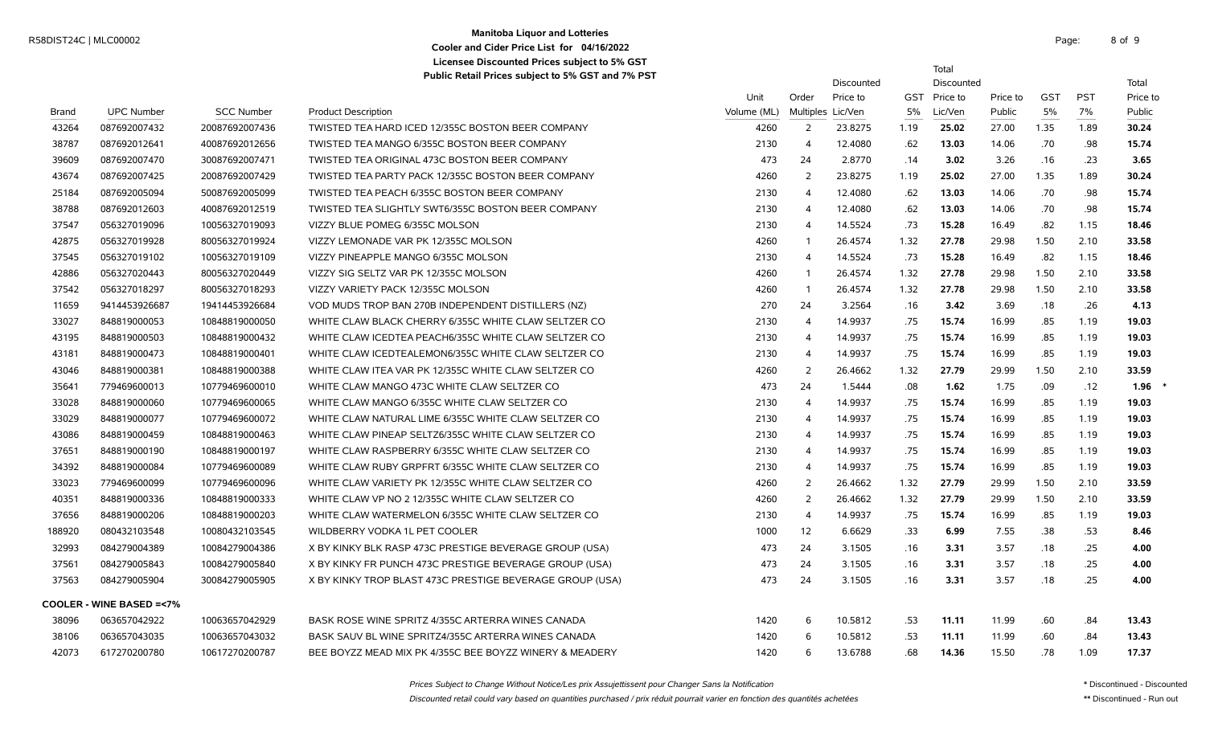**Manitoba Liquor and Lotteries**
**Cooler and Cider Price List for 04/16/2022**
**Licensee Discounted Prices subject to 5% GST**
**Public Retail Prices subject to 5% GST and 7% PST**

R58DIST24C | MLC00002

| Brand | UPC Number | SCC Number | Product Description | Unit Volume (ML) | Order Multiples | Discounted Price to Lic/Ven | GST 5% | Total Discounted Price to Lic/Ven | Price to Public | GST 5% | PST 7% | Total Price to Public | |
|---|---|---|---|---|---|---|---|---|---|---|---|---|---|
| 43264 | 087692007432 | 20087692007436 | TWISTED TEA HARD ICED 12/355C BOSTON BEER COMPANY | 4260 | 2 | 23.8275 | 1.19 | **25.02** | 27.00 | 1.35 | 1.89 | **30.24** | |
| 38787 | 087692012641 | 40087692012656 | TWISTED TEA MANGO 6/355C BOSTON BEER COMPANY | 2130 | 4 | 12.4080 | .62 | **13.03** | 14.06 | .70 | .98 | **15.74** | |
| 39609 | 087692007470 | 30087692007471 | TWISTED TEA ORIGINAL 473C BOSTON BEER COMPANY | 473 | 24 | 2.8770 | .14 | **3.02** | 3.26 | .16 | .23 | **3.65** | |
| 43674 | 087692007425 | 20087692007429 | TWISTED TEA PARTY PACK 12/355C BOSTON BEER COMPANY | 4260 | 2 | 23.8275 | 1.19 | **25.02** | 27.00 | 1.35 | 1.89 | **30.24** | |
| 25184 | 087692005094 | 50087692005099 | TWISTED TEA PEACH 6/355C BOSTON BEER COMPANY | 2130 | 4 | 12.4080 | .62 | **13.03** | 14.06 | .70 | .98 | **15.74** | |
| 38788 | 087692012603 | 40087692012519 | TWISTED TEA SLIGHTLY SWT6/355C BOSTON BEER COMPANY | 2130 | 4 | 12.4080 | .62 | **13.03** | 14.06 | .70 | .98 | **15.74** | |
| 37547 | 056327019096 | 10056327019093 | VIZZY BLUE POMEG 6/355C MOLSON | 2130 | 4 | 14.5524 | .73 | **15.28** | 16.49 | .82 | 1.15 | **18.46** | |
| 42875 | 056327019928 | 80056327019924 | VIZZY LEMONADE VAR PK 12/355C MOLSON | 4260 | 1 | 26.4574 | 1.32 | **27.78** | 29.98 | 1.50 | 2.10 | **33.58** | |
| 37545 | 056327019102 | 10056327019109 | VIZZY PINEAPPLE MANGO 6/355C MOLSON | 2130 | 4 | 14.5524 | .73 | **15.28** | 16.49 | .82 | 1.15 | **18.46** | |
| 42886 | 056327020443 | 80056327020449 | VIZZY SIG SELTZ VAR PK 12/355C MOLSON | 4260 | 1 | 26.4574 | 1.32 | **27.78** | 29.98 | 1.50 | 2.10 | **33.58** | |
| 37542 | 056327018297 | 80056327018293 | VIZZY VARIETY PACK 12/355C MOLSON | 4260 | 1 | 26.4574 | 1.32 | **27.78** | 29.98 | 1.50 | 2.10 | **33.58** | |
| 11659 | 9414453926687 | 19414453926684 | VOD MUDS TROP BAN 270B INDEPENDENT DISTILLERS (NZ) | 270 | 24 | 3.2564 | .16 | **3.42** | 3.69 | .18 | .26 | **4.13** | |
| 33027 | 848819000053 | 10848819000050 | WHITE CLAW BLACK CHERRY 6/355C WHITE CLAW SELTZER CO | 2130 | 4 | 14.9937 | .75 | **15.74** | 16.99 | .85 | 1.19 | **19.03** | |
| 43195 | 848819000503 | 10848819000432 | WHITE CLAW ICEDTEA PEACH6/355C WHITE CLAW SELTZER CO | 2130 | 4 | 14.9937 | .75 | **15.74** | 16.99 | .85 | 1.19 | **19.03** | |
| 43181 | 848819000473 | 10848819000401 | WHITE CLAW ICEDTEALEMON6/355C WHITE CLAW SELTZER CO | 2130 | 4 | 14.9937 | .75 | **15.74** | 16.99 | .85 | 1.19 | **19.03** | |
| 43046 | 848819000381 | 10848819000388 | WHITE CLAW ITEA VAR PK 12/355C WHITE CLAW SELTZER CO | 4260 | 2 | 26.4662 | 1.32 | **27.79** | 29.99 | 1.50 | 2.10 | **33.59** | |
| 35641 | 779469600013 | 10779469600010 | WHITE CLAW MANGO 473C WHITE CLAW SELTZER CO | 473 | 24 | 1.5444 | .08 | **1.62** | 1.75 | .09 | .12 | **1.96** | * |
| 33028 | 848819000060 | 10779469600065 | WHITE CLAW MANGO 6/355C WHITE CLAW SELTZER CO | 2130 | 4 | 14.9937 | .75 | **15.74** | 16.99 | .85 | 1.19 | **19.03** | |
| 33029 | 848819000077 | 10779469600072 | WHITE CLAW NATURAL LIME 6/355C WHITE CLAW SELTZER CO | 2130 | 4 | 14.9937 | .75 | **15.74** | 16.99 | .85 | 1.19 | **19.03** | |
| 43086 | 848819000459 | 10848819000463 | WHITE CLAW PINEAP SELTZ6/355C WHITE CLAW SELTZER CO | 2130 | 4 | 14.9937 | .75 | **15.74** | 16.99 | .85 | 1.19 | **19.03** | |
| 37651 | 848819000190 | 10848819000197 | WHITE CLAW RASPBERRY 6/355C WHITE CLAW SELTZER CO | 2130 | 4 | 14.9937 | .75 | **15.74** | 16.99 | .85 | 1.19 | **19.03** | |
| 34392 | 848819000084 | 10779469600089 | WHITE CLAW RUBY GRPFRT 6/355C WHITE CLAW SELTZER CO | 2130 | 4 | 14.9937 | .75 | **15.74** | 16.99 | .85 | 1.19 | **19.03** | |
| 33023 | 779469600099 | 10779469600096 | WHITE CLAW VARIETY PK 12/355C WHITE CLAW SELTZER CO | 4260 | 2 | 26.4662 | 1.32 | **27.79** | 29.99 | 1.50 | 2.10 | **33.59** | |
| 40351 | 848819000336 | 10848819000333 | WHITE CLAW VP NO 2 12/355C WHITE CLAW SELTZER CO | 4260 | 2 | 26.4662 | 1.32 | **27.79** | 29.99 | 1.50 | 2.10 | **33.59** | |
| 37656 | 848819000206 | 10848819000203 | WHITE CLAW WATERMELON 6/355C WHITE CLAW SELTZER CO | 2130 | 4 | 14.9937 | .75 | **15.74** | 16.99 | .85 | 1.19 | **19.03** | |
| 188920 | 080432103548 | 10080432103545 | WILDBERRY VODKA 1L PET COOLER | 1000 | 12 | 6.6629 | .33 | **6.99** | 7.55 | .38 | .53 | **8.46** | |
| 32993 | 084279004389 | 10084279004386 | X BY KINKY BLK RASP 473C PRESTIGE BEVERAGE GROUP (USA) | 473 | 24 | 3.1505 | .16 | **3.31** | 3.57 | .18 | .25 | **4.00** | |
| 37561 | 084279005843 | 10084279005840 | X BY KINKY FR PUNCH 473C PRESTIGE BEVERAGE GROUP (USA) | 473 | 24 | 3.1505 | .16 | **3.31** | 3.57 | .18 | .25 | **4.00** | |
| 37563 | 084279005904 | 30084279005905 | X BY KINKY TROP BLAST 473C PRESTIGE BEVERAGE GROUP (USA) | 473 | 24 | 3.1505 | .16 | **3.31** | 3.57 | .18 | .25 | **4.00** | |
| **COOLER - WINE BASED =<7%** | | | | | | | | | | | | | |
| 38096 | 063657042922 | 10063657042929 | BASK ROSE WINE SPRITZ 4/355C ARTERRA WINES CANADA | 1420 | 6 | 10.5812 | .53 | **11.11** | 11.99 | .60 | .84 | **13.43** | |
| 38106 | 063657043035 | 10063657043032 | BASK SAUV BL WINE SPRITZ4/355C ARTERRA WINES CANADA | 1420 | 6 | 10.5812 | .53 | **11.11** | 11.99 | .60 | .84 | **13.43** | |
| 42073 | 617270200780 | 10617270200787 | BEE BOYZZ MEAD MIX PK 4/355C BEE BOYZZ WINERY & MEADERY | 1420 | 6 | 13.6788 | .68 | **14.36** | 15.50 | .78 | 1.09 | **17.37** | |

*Prices Subject to Change Without Notice/Les prix Assujettissent pour Changer Sans la Notification*

*Discounted retail could vary based on quantities purchased / prix réduit pourrait varier en fonction des quantités achetées*

\* Discontinued - Discounted

\*\* Discontinued - Run out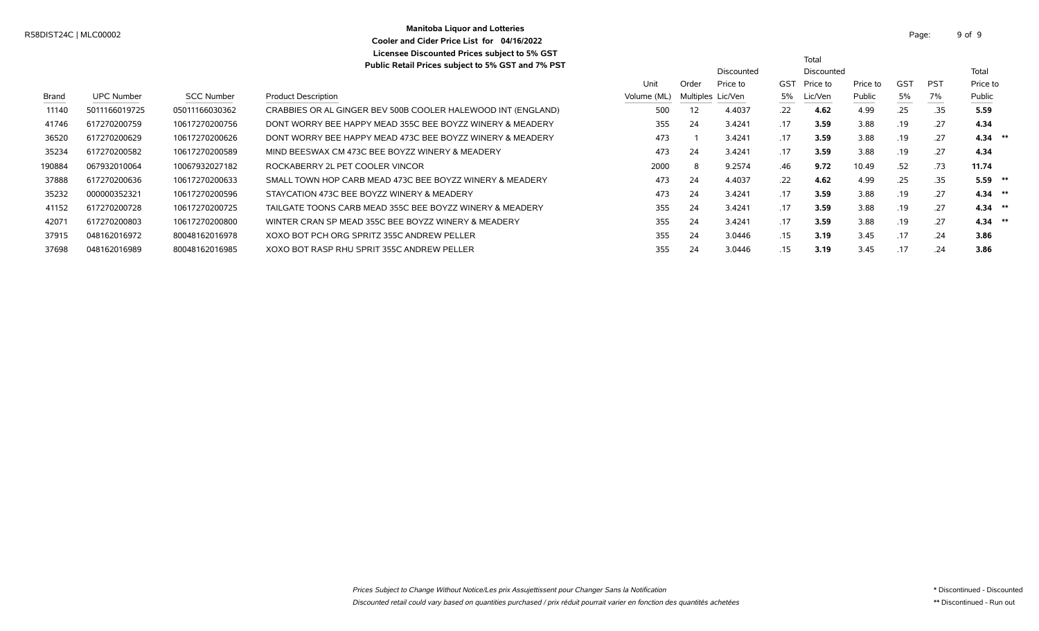**Manitoba Liquor and Lotteries**

**Cooler and Cider Price List for 04/16/2022**

**Licensee Discounted Prices subject to 5% GST**

**Public Retail Prices subject to 5% GST and 7% PST**

| Brand | UPC Number | SCC Number | Product Description | Unit Volume (ML) | Order Multiples | Discounted Price to Lic/Ven | GST 5% | Total Discounted Price to Lic/Ven | Price to Public | GST 5% | PST 7% | Total Price to Public | |
|---|---|---|---|---|---|---|---|---|---|---|---|---|---|
| 11140 | 5011166019725 | 05011166030362 | CRABBIES OR AL GINGER BEV 500B COOLER HALEWOOD INT (ENGLAND) | 500 | 12 | 4.4037 | .22 | **4.62** | 4.99 | .25 | .35 | **5.59** | |
| 41746 | 617270200759 | 10617270200756 | DONT WORRY BEE HAPPY MEAD 355C BEE BOYZZ WINERY & MEADERY | 355 | 24 | 3.4241 | .17 | **3.59** | 3.88 | .19 | .27 | **4.34** | |
| 36520 | 617270200629 | 10617270200626 | DONT WORRY BEE HAPPY MEAD 473C BEE BOYZZ WINERY & MEADERY | 473 | 1 | 3.4241 | .17 | **3.59** | 3.88 | .19 | .27 | **4.34** | ** |
| 35234 | 617270200582 | 10617270200589 | MIND BEESWAX CM 473C BEE BOYZZ WINERY & MEADERY | 473 | 24 | 3.4241 | .17 | **3.59** | 3.88 | .19 | .27 | **4.34** | |
| 190884 | 067932010064 | 10067932027182 | ROCKABERRY 2L PET COOLER VINCOR | 2000 | 8 | 9.2574 | .46 | **9.72** | 10.49 | .52 | .73 | **11.74** | |
| 37888 | 617270200636 | 10617270200633 | SMALL TOWN HOP CARB MEAD 473C BEE BOYZZ WINERY & MEADERY | 473 | 24 | 4.4037 | .22 | **4.62** | 4.99 | .25 | .35 | **5.59** | ** |
| 35232 | 000000352321 | 10617270200596 | STAYCATION 473C BEE BOYZZ WINERY & MEADERY | 473 | 24 | 3.4241 | .17 | **3.59** | 3.88 | .19 | .27 | **4.34** | ** |
| 41152 | 617270200728 | 10617270200725 | TAILGATE TOONS CARB MEAD 355C BEE BOYZZ WINERY & MEADERY | 355 | 24 | 3.4241 | .17 | **3.59** | 3.88 | .19 | .27 | **4.34** | ** |
| 42071 | 617270200803 | 10617270200800 | WINTER CRAN SP MEAD 355C BEE BOYZZ WINERY & MEADERY | 355 | 24 | 3.4241 | .17 | **3.59** | 3.88 | .19 | .27 | **4.34** | ** |
| 37915 | 048162016972 | 80048162016978 | XOXO BOT PCH ORG SPRITZ 355C ANDREW PELLER | 355 | 24 | 3.0446 | .15 | **3.19** | 3.45 | .17 | .24 | **3.86** | |
| 37698 | 048162016989 | 80048162016985 | XOXO BOT RASP RHU SPRIT 355C ANDREW PELLER | 355 | 24 | 3.0446 | .15 | **3.19** | 3.45 | .17 | .24 | **3.86** | |

*Prices Subject to Change Without Notice/Les prix Assujettissent pour Changer Sans la Notification*

*Discounted retail could vary based on quantities purchased / prix réduit pourrait varier en fonction des quantités achetées*

\* Discontinued - Discounted

** Discontinued - Run out